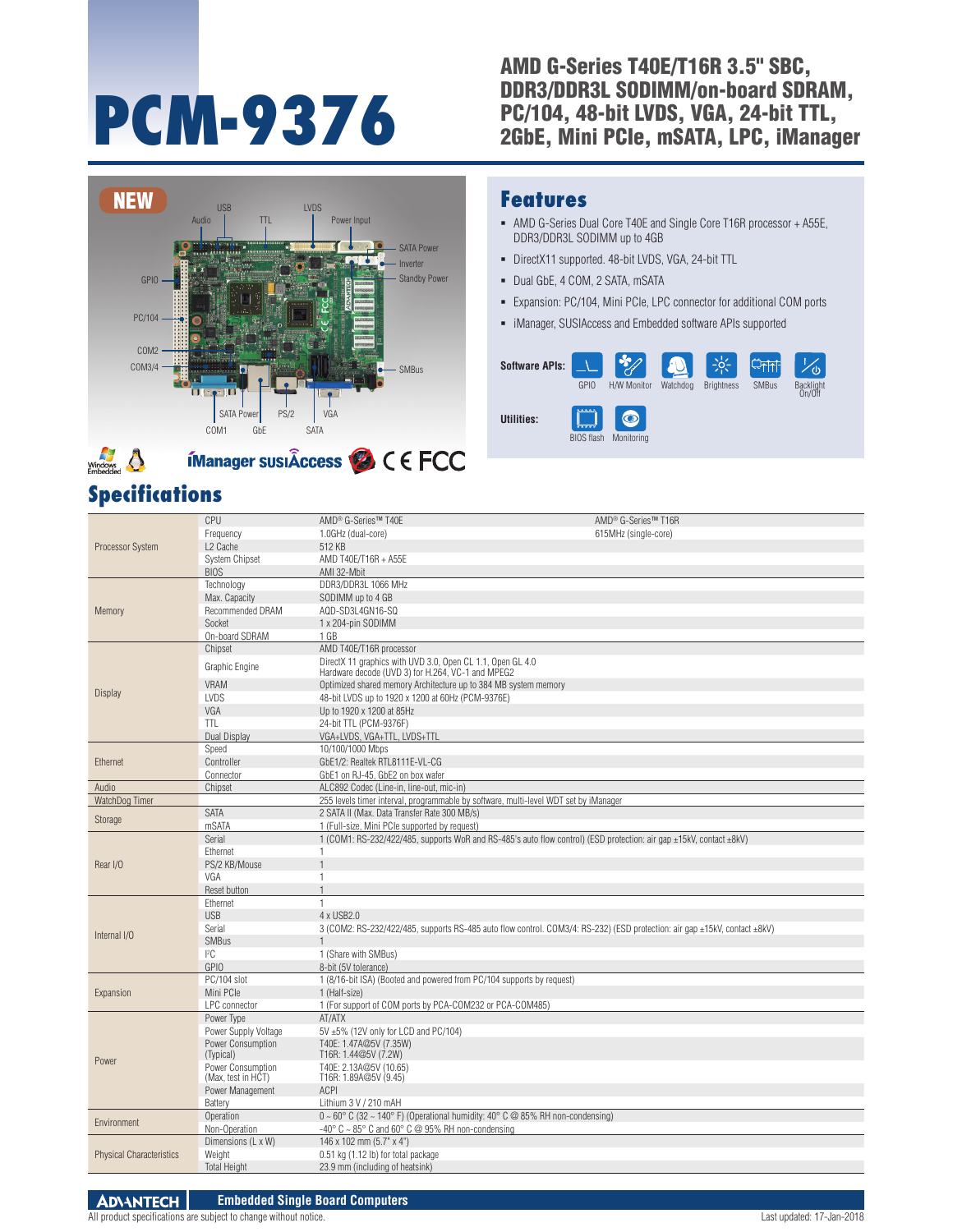# PCM-9376

## AMD G-Series T40E/T16R 3.5" SBC, DDR3/DDR3L SODIMM/on-board SDRAM, PC/104, 48-bit LVDS, VGA, 24-bit TTL, 2GbE, Mini PCIe, mSATA, LPC, iManager

NEW

USB, Audio, TTL, LVDS, Power Input, SATA Power, Inverter, Standby Power, GPIO, PC/104, COM2, COM3/4, SMBus, SATA Power, PS/2, VGA, COM1, GbE, SATA

## Features

- AMD G-Series Dual Core T40E and Single Core T16R processor + A55E, DDR3/DDR3L SODIMM up to 4GB
- DirectX11 supported. 48-bit LVDS, VGA, 24-bit TTL
- Dual GbE, 4 COM, 2 SATA, mSATA
- Expansion: PC/104, Mini PCIe, LPC connector for additional COM ports
- iManager, SUSIAccess and Embedded software APIs supported

**Software APIs:** GPIO, H/W Monitor, Watchdog, Brightness, SMBus, Backlight On/Off

**Utilities:** BIOS flash, Monitoring

## Specifications

| | | | |
|---|---|---|---|
| Processor System | CPU | AMD® G-Series™ T40E | AMD® G-Series™ T16R |
| | Frequency | 1.0GHz (dual-core) | 615MHz (single-core) |
| | L2 Cache | 512 KB | |
| | System Chipset | AMD T40E/T16R + A55E | |
| | BIOS | AMI 32-Mbit | |
| Memory | Technology | DDR3/DDR3L 1066 MHz | |
| | Max. Capacity | SODIMM up to 4 GB | |
| | Recommended DRAM | AQD-SD3L4GN16-SQ | |
| | Socket | 1 x 204-pin SODIMM | |
| | On-board SDRAM | 1 GB | |
| Display | Chipset | AMD T40E/T16R processor | |
| | Graphic Engine | DirectX 11 graphics with UVD 3.0, Open CL 1.1, Open GL 4.0<br>Hardware decode (UVD 3) for H.264, VC-1 and MPEG2 | |
| | VRAM | Optimized shared memory Architecture up to 384 MB system memory | |
| | LVDS | 48-bit LVDS up to 1920 x 1200 at 60Hz (PCM-9376E) | |
| | VGA | Up to 1920 x 1200 at 85Hz | |
| | TTL | 24-bit TTL (PCM-9376F) | |
| | Dual Display | VGA+LVDS, VGA+TTL, LVDS+TTL | |
| Ethernet | Speed | 10/100/1000 Mbps | |
| | Controller | GbE1/2: Realtek RTL8111E-VL-CG | |
| | Connector | GbE1 on RJ-45, GbE2 on box wafer | |
| Audio | Chipset | ALC892 Codec (Line-in, line-out, mic-in) | |
| WatchDog Timer | | 255 levels timer interval, programmable by software, multi-level WDT set by iManager | |
| Storage | SATA | 2 SATA II (Max. Data Transfer Rate 300 MB/s) | |
| | mSATA | 1 (Full-size, Mini PCIe supported by request) | |
| Rear I/O | Serial | 1 (COM1: RS-232/422/485, supports WoR and RS-485's auto flow control) (ESD protection: air gap ±15kV, contact ±8kV) | |
| | Ethernet | 1 | |
| | PS/2 KB/Mouse | 1 | |
| | VGA | 1 | |
| | Reset button | 1 | |
| Internal I/O | Ethernet | 1 | |
| | USB | 4 x USB2.0 | |
| | Serial | 3 (COM2: RS-232/422/485, supports RS-485 auto flow control. COM3/4: RS-232) (ESD protection: air gap ±15kV, contact ±8kV) | |
| | SMBus | 1 | |
| | I²C | 1 (Share with SMBus) | |
| | GPIO | 8-bit (5V tolerance) | |
| Expansion | PC/104 slot | 1 (8/16-bit ISA) (Booted and powered from PC/104 supports by request) | |
| | Mini PCIe | 1 (Half-size) | |
| | LPC connector | 1 (For support of COM ports by PCA-COM232 or PCA-COM485) | |
| Power | Power Type | AT/ATX | |
| | Power Supply Voltage | 5V ±5% (12V only for LCD and PC/104) | |
| | Power Consumption (Typical) | T40E: 1.47A@5V (7.35W)<br>T16R: 1.44@5V (7.2W) | |
| | Power Consumption (Max, test in HCT) | T40E: 2.13A@5V (10.65)<br>T16R: 1.89A@5V (9.45) | |
| | Power Management | ACPI | |
| | Battery | Lithium 3 V / 210 mAH | |
| Environment | Operation | 0 ~ 60° C (32 ~ 140° F) (Operational humidity: 40° C @ 85% RH non-condensing) | |
| | Non-Operation | -40° C ~ 85° C and 60° C @ 95% RH non-condensing | |
| Physical Characteristics | Dimensions (L x W) | 146 x 102 mm (5.7" x 4") | |
| | Weight | 0.51 kg (1.12 lb) for total package | |
| | Total Height | 23.9 mm (including of heatsink) | |

ADVANTECH — Embedded Single Board Computers

All product specifications are subject to change without notice. Last updated: 17-Jan-2018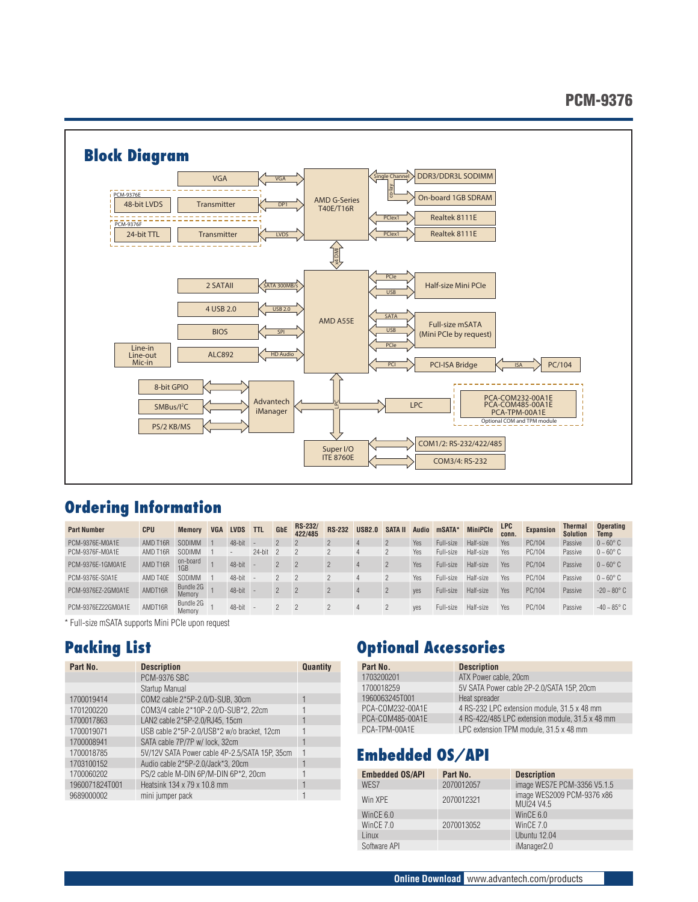# PCM-9376

## Block Diagram

VGA
PCM-9376E
48-bit LVDS
Transmitter
PCM-9376F
24-bit TTL
Transmitter
VGA
DP1
LVDS
AMD G-Series T40E/T16R
Single Channel
co-lay
DDR3/DDR3L SODIMM
On-board 1GB SDRAM
PCIex1
PCIex1
Realtek 8111E
Realtek 8111E
x4 DMI
2 SATAII
SATA 300MB/s
4 USB 2.0
USB 2.0
BIOS
SPI
Line-in
Line-out
Mic-in
ALC892
HD Audio
AMD A55E
PCIe
USB
Half-size Mini PCIe
SATA
USB
PCIe
Full-size mSATA (Mini PCIe by request)
PCI
PCI-ISA Bridge
ISA
PC/104
8-bit GPIO
SMBus/I²C
PS/2 KB/MS
Advantech iManager
LPC
LPC
PCA-COM232-00A1E
PCA-COM485-00A1E
PCA-TPM-00A1E
Optional COM and TPM module
Super I/O ITE 8760E
COM1/2: RS-232/422/485
COM3/4: RS-232

## Ordering Information

| Part Number | CPU | Memory | VGA | LVDS | TTL | GbE | RS-232/ 422/485 | RS-232 | USB2.0 | SATA II | Audio | mSATA* | MiniPCIe | LPC conn. | Expansion | Thermal Solution | Operating Temp |
|---|---|---|---|---|---|---|---|---|---|---|---|---|---|---|---|---|---|
| PCM-9376E-M0A1E | AMD T16R | SODIMM | 1 | 48-bit | - | 2 | 2 | 2 | 4 | 2 | Yes | Full-size | Half-size | Yes | PC/104 | Passive | 0 ~ 60° C |
| PCM-9376F-M0A1E | AMD T16R | SODIMM | 1 | - | 24-bit | 2 | 2 | 2 | 4 | 2 | Yes | Full-size | Half-size | Yes | PC/104 | Passive | 0 ~ 60° C |
| PCM-9376E-1GM0A1E | AMD T16R | on-board 1GB | 1 | 48-bit | - | 2 | 2 | 2 | 4 | 2 | Yes | Full-size | Half-size | Yes | PC/104 | Passive | 0 ~ 60° C |
| PCM-9376E-S0A1E | AMD T40E | SODIMM | 1 | 48-bit | - | 2 | 2 | 2 | 4 | 2 | Yes | Full-size | Half-size | Yes | PC/104 | Passive | 0 ~ 60° C |
| PCM-9376EZ-2GM0A1E | AMDT16R | Bundle 2G Memory | 1 | 48-bit | - | 2 | 2 | 2 | 4 | 2 | yes | Full-size | Half-size | Yes | PC/104 | Passive | -20 ~ 80° C |
| PCM-9376EZ22GM0A1E | AMDT16R | Bundle 2G Memory | 1 | 48-bit | - | 2 | 2 | 2 | 4 | 2 | yes | Full-size | Half-size | Yes | PC/104 | Passive | -40 ~ 85° C |

* Full-size mSATA supports Mini PCIe upon request

## Packing List

| Part No. | Description | Quantity |
|---|---|---|
| | PCM-9376 SBC | |
| | Startup Manual | |
| 1700019414 | COM2 cable 2*5P-2.0/D-SUB, 30cm | 1 |
| 1701200220 | COM3/4 cable 2*10P-2.0/D-SUB*2, 22cm | 1 |
| 1700017863 | LAN2 cable 2*5P-2.0/RJ45, 15cm | 1 |
| 1700019071 | USB cable 2*5P-2.0/USB*2 w/o bracket, 12cm | 1 |
| 1700008941 | SATA cable 7P/7P w/ lock, 32cm | 1 |
| 1700018785 | 5V/12V SATA Power cable 4P-2.5/SATA 15P, 35cm | 1 |
| 1703100152 | Audio cable 2*5P-2.0/Jack*3, 20cm | 1 |
| 1700060202 | PS/2 cable M-DIN 6P/M-DIN 6P*2, 20cm | 1 |
| 1960071824T001 | Heatsink 134 x 79 x 10.8 mm | 1 |
| 9689000002 | mini jumper pack | 1 |

## Optional Accessories

| Part No. | Description |
|---|---|
| 1703200201 | ATX Power cable, 20cm |
| 1700018259 | 5V SATA Power cable 2P-2.0/SATA 15P, 20cm |
| 1960063245T001 | Heat spreader |
| PCA-COM232-00A1E | 4 RS-232 LPC extension module, 31.5 x 48 mm |
| PCA-COM485-00A1E | 4 RS-422/485 LPC extension module, 31.5 x 48 mm |
| PCA-TPM-00A1E | LPC extension TPM module, 31.5 x 48 mm |

## Embedded OS/API

| Embedded OS/API | Part No. | Description |
|---|---|---|
| WES7 | 2070012057 | image WES7E PCM-3356 V5.1.5 |
| Win XPE | 2070012321 | image WES2009 PCM-9376 x86 MUI24 V4.5 |
| WinCE 6.0 | | WinCE 6.0 |
| WinCE 7.0 | 2070013052 | WinCE 7.0 |
| Linux | | Ubuntu 12.04 |
| Software API | | iManager2.0 |

**Online Download** www.advantech.com/products